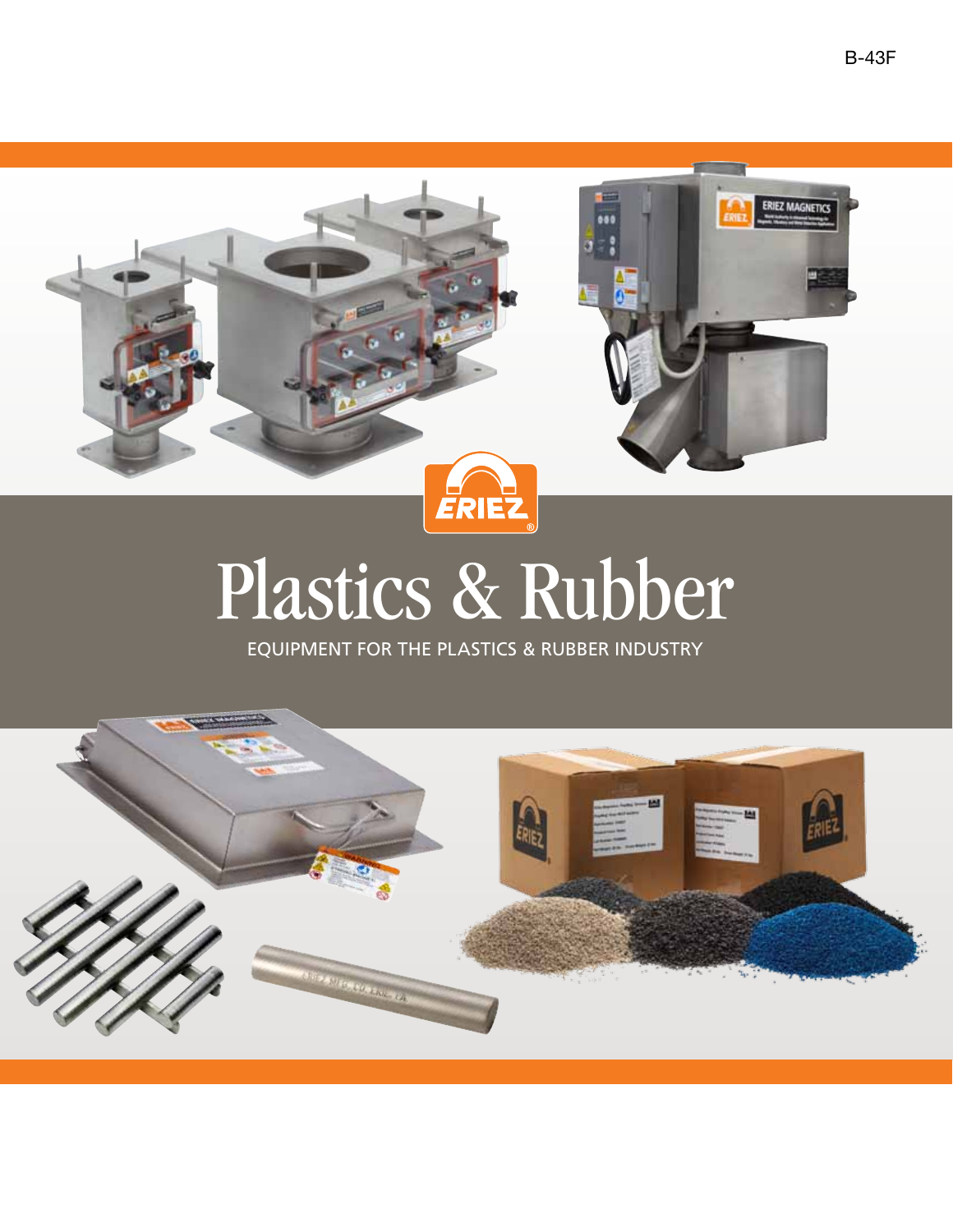B-43F

# Plastics & Rubber

EQUIPMENT FOR THE PLASTICS & RUBBER INDUSTRY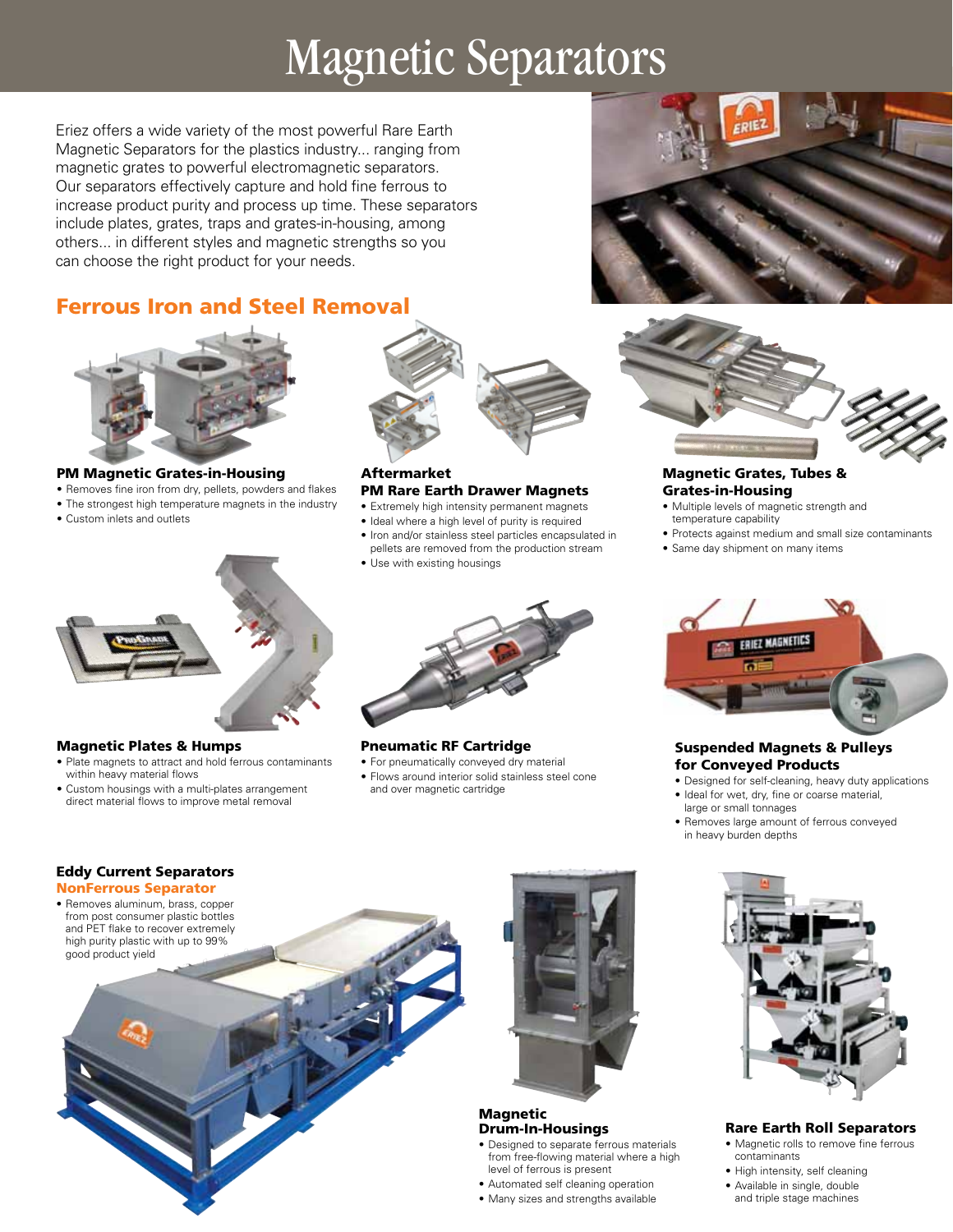# Magnetic Separators

Eriez offers a wide variety of the most powerful Rare Earth Magnetic Separators for the plastics industry... ranging from magnetic grates to powerful electromagnetic separators. Our separators effectively capture and hold fine ferrous to increase product purity and process up time. These separators include plates, grates, traps and grates-in-housing, among others... in different styles and magnetic strengths so you can choose the right product for your needs.

## Ferrous Iron and Steel Removal

**PM Magnetic Grates-in-Housing**

- Removes fine iron from dry, pellets, powders and flakes
- The strongest high temperature magnets in the industry
- Custom inlets and outlets

**Aftermarket PM Rare Earth Drawer Magnets**

- Extremely high intensity permanent magnets
- Ideal where a high level of purity is required
- Iron and/or stainless steel particles encapsulated in pellets are removed from the production stream
- Use with existing housings

**Magnetic Grates, Tubes & Grates-in-Housing**

- Multiple levels of magnetic strength and temperature capability
- Protects against medium and small size contaminants
- Same day shipment on many items

**Magnetic Plates & Humps**

- Plate magnets to attract and hold ferrous contaminants within heavy material flows
- Custom housings with a multi-plates arrangement direct material flows to improve metal removal

**Pneumatic RF Cartridge**

- For pneumatically conveyed dry material
- Flows around interior solid stainless steel cone and over magnetic cartridge

**Suspended Magnets & Pulleys for Conveyed Products**

- Designed for self-cleaning, heavy duty applications
- Ideal for wet, dry, fine or coarse material, large or small tonnages
- Removes large amount of ferrous conveyed in heavy burden depths

**Eddy Current Separators**
**NonFerrous Separator**

- Removes aluminum, brass, copper from post consumer plastic bottles and PET flake to recover extremely high purity plastic with up to 99% good product yield

**Magnetic Drum-In-Housings**

- Designed to separate ferrous materials from free-flowing material where a high level of ferrous is present
- Automated self cleaning operation
- Many sizes and strengths available

**Rare Earth Roll Separators**

- Magnetic rolls to remove fine ferrous contaminants
- High intensity, self cleaning
- Available in single, double and triple stage machines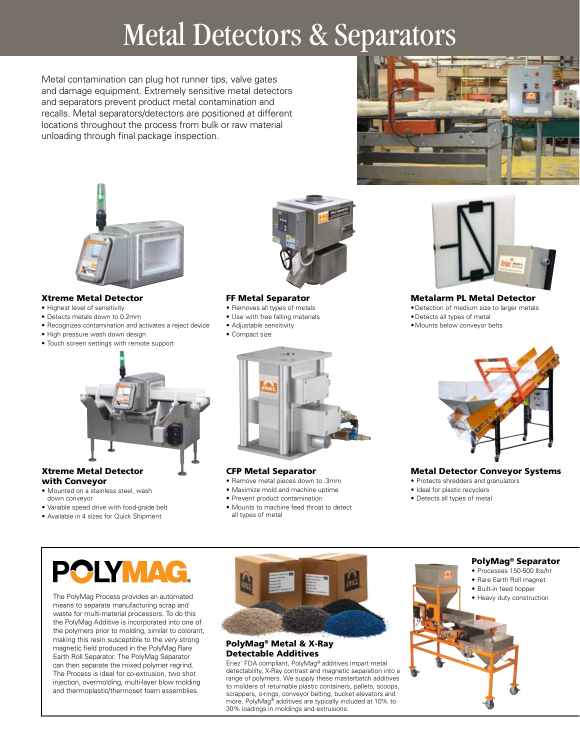# Metal Detectors & Separators

Metal contamination can plug hot runner tips, valve gates and damage equipment. Extremely sensitive metal detectors and separators prevent product metal contamination and recalls. Metal separators/detectors are positioned at different locations throughout the process from bulk or raw material unloading through final package inspection.

### Xtreme Metal Detector

- Highest level of sensitivity
- Detects metals down to 0.2mm
- Recognizes contamination and activates a reject device
- High pressure wash down design
- Touch screen settings with remote support

### FF Metal Separator

- Removes all types of metals
- Use with free falling materials
- Adjustable sensitivity
- Compact size

### Metalarm PL Metal Detector

- Detection of medium size to larger metals
- Detects all types of metal
- Mounts below conveyor belts

### Xtreme Metal Detector with Conveyor

- Mounted on a stainless steel, wash down conveyor
- Variable speed drive with food-grade belt
- Available in 4 sizes for Quick Shipment

### CFP Metal Separator

- Remove metal pieces down to .3mm
- Maximize mold and machine uptime
- Prevent product contamination
- Mounts to machine feed throat to detect all types of metal

### Metal Detector Conveyor Systems

- Protects shredders and granulators
- Ideal for plastic recyclers
- Detects all types of metal

## POLYMAG®

The PolyMag Process provides an automated means to separate manufacturing scrap and waste for multi-material processors. To do this the PolyMag Additive is incorporated into one of the polymers prior to molding, similar to colorant, making this resin susceptible to the very strong magnetic field produced in the PolyMag Rare Earth Roll Separator. The PolyMag Separator can then separate the mixed polymer regrind. The Process is ideal for co-extrusion, two shot injection, overmolding, multi-layer blow molding and thermoplastic/thermoset foam assemblies.

### PolyMag® Metal & X-Ray Detectable Additives

Eriez' FDA compliant, PolyMag® additives impart metal detectability, X-Ray contrast and magnetic separation into a range of polymers. We supply these masterbatch additives to molders of returnable plastic containers, pallets, scoops, scrappers, o-rings, conveyor belting, bucket elevators and more. PolyMag® additives are typically included at 10% to 30% loadings in moldings and extrusions.

### PolyMag® Separator

- Processes 150-500 lbs/hr
- Rare Earth Roll magnet
- Built-in feed hopper
- Heavy duty construction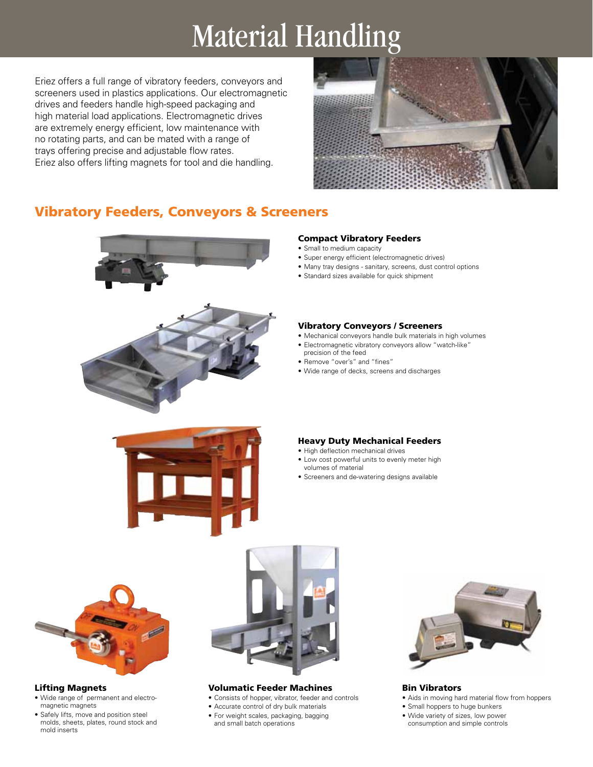# Material Handling

Eriez offers a full range of vibratory feeders, conveyors and screeners used in plastics applications. Our electromagnetic drives and feeders handle high-speed packaging and high material load applications. Electromagnetic drives are extremely energy efficient, low maintenance with no rotating parts, and can be mated with a range of trays offering precise and adjustable flow rates. Eriez also offers lifting magnets for tool and die handling.

## Vibratory Feeders, Conveyors & Screeners

### Compact Vibratory Feeders

- Small to medium capacity
- Super energy efficient (electromagnetic drives)
- Many tray designs - sanitary, screens, dust control options
- Standard sizes available for quick shipment

### Vibratory Conveyors / Screeners

- Mechanical conveyors handle bulk materials in high volumes
- Electromagnetic vibratory conveyors allow "watch-like" precision of the feed
- Remove "over's" and "fines"
- Wide range of decks, screens and discharges

### Heavy Duty Mechanical Feeders

- High deflection mechanical drives
- Low cost powerful units to evenly meter high volumes of material
- Screeners and de-watering designs available

### Lifting Magnets

- Wide range of permanent and electro-magnetic magnets
- Safely lifts, move and position steel molds, sheets, plates, round stock and mold inserts

### Volumatic Feeder Machines

- Consists of hopper, vibrator, feeder and controls
- Accurate control of dry bulk materials
- For weight scales, packaging, bagging and small batch operations

### Bin Vibrators

- Aids in moving hard material flow from hoppers
- Small hoppers to huge bunkers
- Wide variety of sizes, low power consumption and simple controls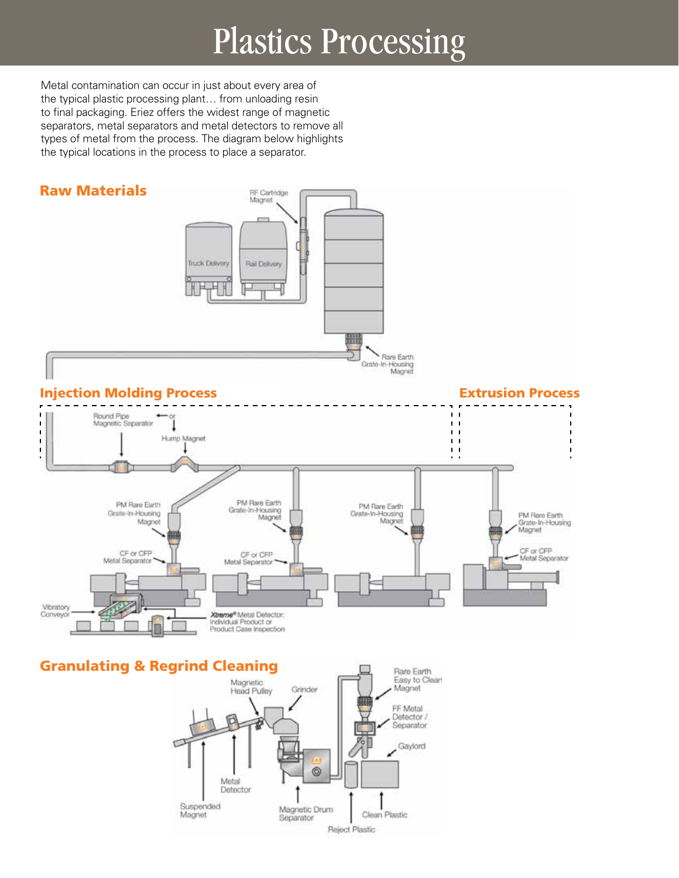# Plastics Processing

Metal contamination can occur in just about every area of the typical plastic processing plant… from unloading resin to final packaging. Eriez offers the widest range of magnetic separators, metal separators and metal detectors to remove all types of metal from the process. The diagram below highlights the typical locations in the process to place a separator.

## Raw Materials

RF Cartridge Magnet

Truck Delivery

Rail Delivery

Rare Earth Grate-In-Housing Magnet

## Injection Molding Process

## Extrusion Process

Round Pipe Magnetic Separator

or

Hump Magnet

PM Rare Earth Grate-In-Housing Magnet

CF or CFP Metal Separator

PM Rare Earth Grate-In-Housing Magnet

CF or CFP Metal Separator

PM Rare Earth Grate-In-Housing Magnet

PM Rare Earth Grate-In-Housing Magnet

CF or CFP Metal Separator

Vibratory Conveyor

*Xtreme*® Metal Detector: Individual Product or Product Case Inspection

## Granulating & Regrind Cleaning

Magnetic Head Pulley

Grinder

Rare Earth Easy to Clean Magnet

FF Metal Detector / Separator

Gaylord

Metal Detector

Suspended Magnet

Magnetic Drum Separator

Clean Plastic

Reject Plastic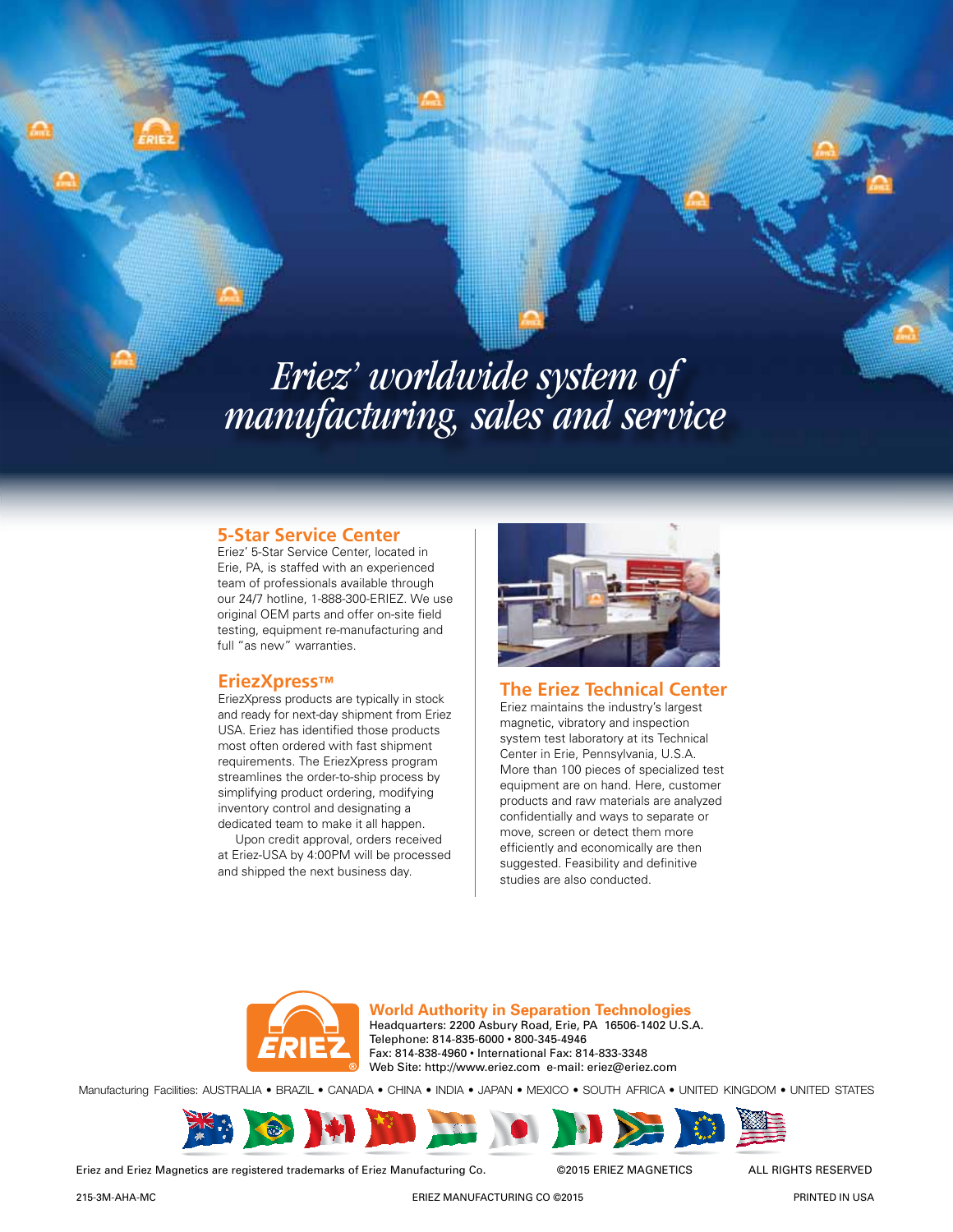# *Eriez' worldwide system of manufacturing, sales and service*

## 5-Star Service Center

Eriez' 5-Star Service Center, located in Erie, PA, is staffed with an experienced team of professionals available through our 24/7 hotline, 1-888-300-ERIEZ. We use original OEM parts and offer on-site field testing, equipment re-manufacturing and full "as new" warranties.

## EriezXpress™

EriezXpress products are typically in stock and ready for next-day shipment from Eriez USA. Eriez has identified those products most often ordered with fast shipment requirements. The EriezXpress program streamlines the order-to-ship process by simplifying product ordering, modifying inventory control and designating a dedicated team to make it all happen.

Upon credit approval, orders received at Eriez-USA by 4:00PM will be processed and shipped the next business day.

## The Eriez Technical Center

Eriez maintains the industry's largest magnetic, vibratory and inspection system test laboratory at its Technical Center in Erie, Pennsylvania, U.S.A. More than 100 pieces of specialized test equipment are on hand. Here, customer products and raw materials are analyzed confidentially and ways to separate or move, screen or detect them more efficiently and economically are then suggested. Feasibility and definitive studies are also conducted.

**World Authority in Separation Technologies**

Headquarters: 2200 Asbury Road, Erie, PA 16506-1402 U.S.A.
Telephone: 814-835-6000 • 800-345-4946
Fax: 814-838-4960 • International Fax: 814-833-3348
Web Site: http://www.eriez.com e-mail: eriez@eriez.com

Manufacturing Facilities: AUSTRALIA • BRAZIL • CANADA • CHINA • INDIA • JAPAN • MEXICO • SOUTH AFRICA • UNITED KINGDOM • UNITED STATES

Eriez and Eriez Magnetics are registered trademarks of Eriez Manufacturing Co. ©2015 ERIEZ MAGNETICS ALL RIGHTS RESERVED

215-3M-AHA-MC ERIEZ MANUFACTURING CO ©2015 PRINTED IN USA